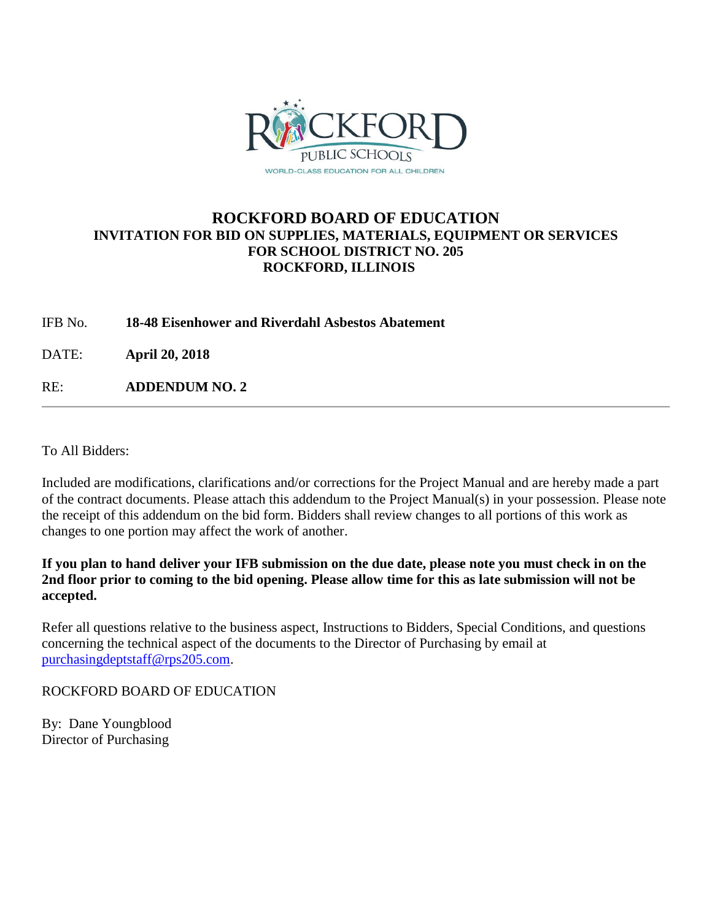ROCKFORD PUBLIC SCHOOLS

WORLD-CLASS EDUCATION FOR ALL CHILDREN

# ROCKFORD BOARD OF EDUCATION

## INVITATION FOR BID ON SUPPLIES, MATERIALS, EQUIPMENT OR SERVICES FOR SCHOOL DISTRICT NO. 205 ROCKFORD, ILLINOIS

IFB No. **18-48 Eisenhower and Riverdahl Asbestos Abatement**

DATE: **April 20, 2018**

RE: **ADDENDUM NO. 2**

---

To All Bidders:

Included are modifications, clarifications and/or corrections for the Project Manual and are hereby made a part of the contract documents. Please attach this addendum to the Project Manual(s) in your possession. Please note the receipt of this addendum on the bid form. Bidders shall review changes to all portions of this work as changes to one portion may affect the work of another.

**If you plan to hand deliver your IFB submission on the due date, please note you must check in on the 2nd floor prior to coming to the bid opening. Please allow time for this as late submission will not be accepted.**

Refer all questions relative to the business aspect, Instructions to Bidders, Special Conditions, and questions concerning the technical aspect of the documents to the Director of Purchasing by email at purchasingdeptstaff@rps205.com.

ROCKFORD BOARD OF EDUCATION

By: Dane Youngblood
Director of Purchasing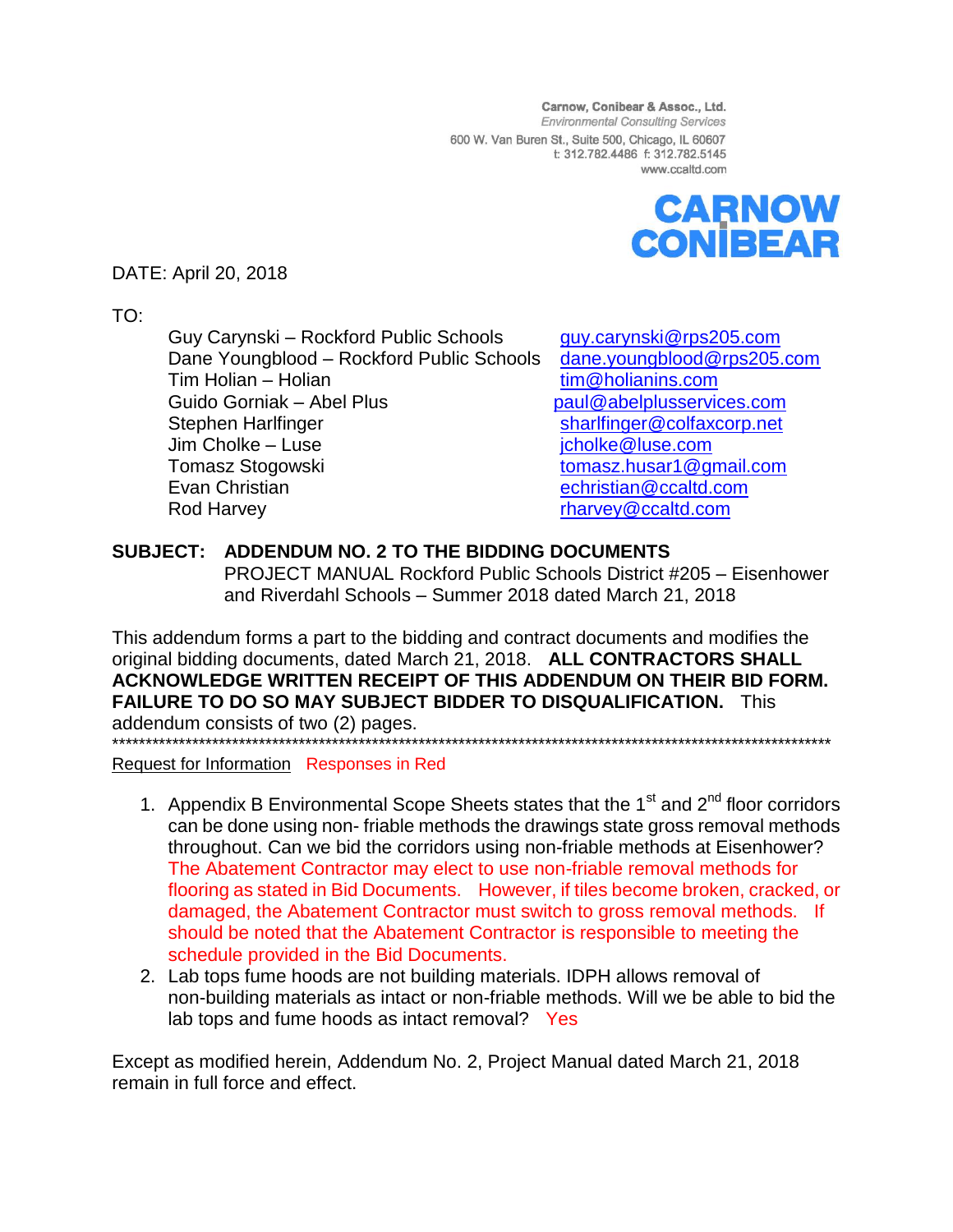Carnow, Conibear & Assoc., Ltd.
*Environmental Consulting Services*
600 W. Van Buren St., Suite 500, Chicago, IL 60607
t: 312.782.4486 f: 312.782.5145
www.ccaltd.com

**CARNOW CONIBEAR**

DATE: April 20, 2018

TO:

| | |
|---|---|
| Guy Carynski – Rockford Public Schools | guy.carynski@rps205.com |
| Dane Youngblood – Rockford Public Schools | dane.youngblood@rps205.com |
| Tim Holian – Holian | tim@holianins.com |
| Guido Gorniak – Abel Plus | paul@abelplusservices.com |
| Stephen Harlfinger | sharlfinger@colfaxcorp.net |
| Jim Cholke – Luse | jcholke@luse.com |
| Tomasz Stogowski | tomasz.husar1@gmail.com |
| Evan Christian | echristian@ccaltd.com |
| Rod Harvey | rharvey@ccaltd.com |

**SUBJECT: ADDENDUM NO. 2 TO THE BIDDING DOCUMENTS**
PROJECT MANUAL Rockford Public Schools District #205 – Eisenhower and Riverdahl Schools – Summer 2018 dated March 21, 2018

This addendum forms a part to the bidding and contract documents and modifies the original bidding documents, dated March 21, 2018. **ALL CONTRACTORS SHALL ACKNOWLEDGE WRITTEN RECEIPT OF THIS ADDENDUM ON THEIR BID FORM. FAILURE TO DO SO MAY SUBJECT BIDDER TO DISQUALIFICATION.** This addendum consists of two (2) pages.

***************************************************************************************************************

Request for Information Responses in Red

1. Appendix B Environmental Scope Sheets states that the 1st and 2nd floor corridors can be done using non- friable methods the drawings state gross removal methods throughout. Can we bid the corridors using non-friable methods at Eisenhower? The Abatement Contractor may elect to use non-friable removal methods for flooring as stated in Bid Documents. However, if tiles become broken, cracked, or damaged, the Abatement Contractor must switch to gross removal methods. If should be noted that the Abatement Contractor is responsible to meeting the schedule provided in the Bid Documents.
2. Lab tops fume hoods are not building materials. IDPH allows removal of non-building materials as intact or non-friable methods. Will we be able to bid the lab tops and fume hoods as intact removal? Yes

Except as modified herein, Addendum No. 2, Project Manual dated March 21, 2018 remain in full force and effect.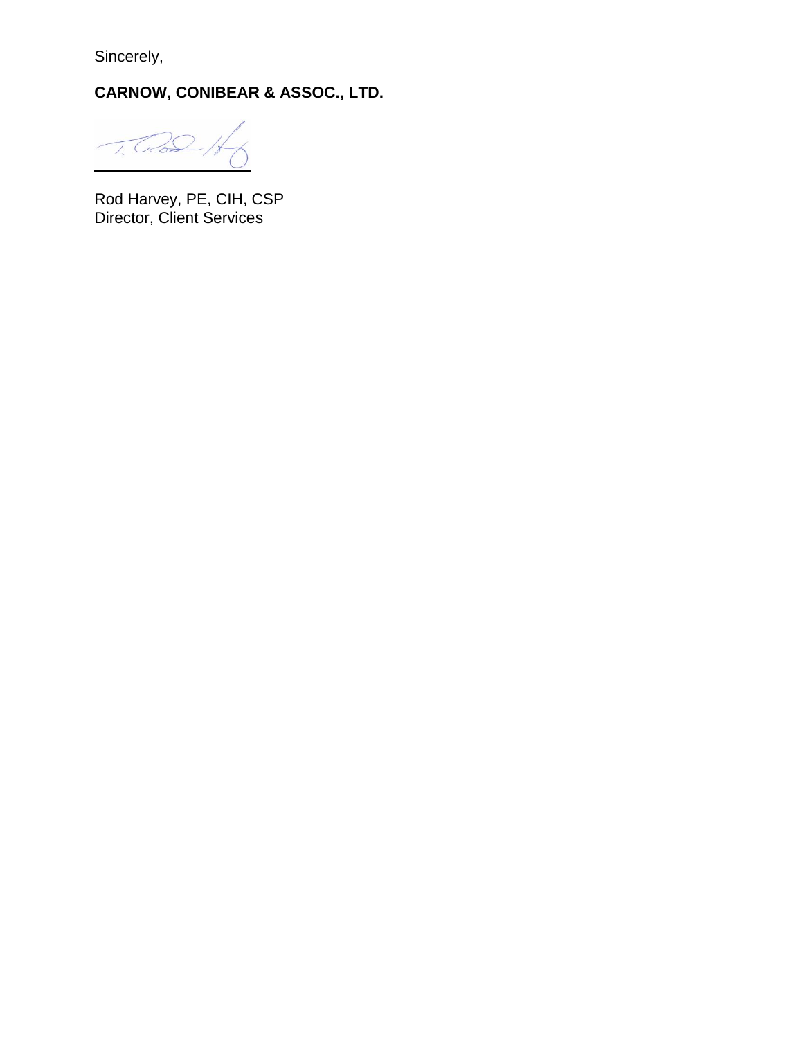Sincerely,

**CARNOW, CONIBEAR & ASSOC., LTD.**

Rod Harvey, PE, CIH, CSP
Director, Client Services